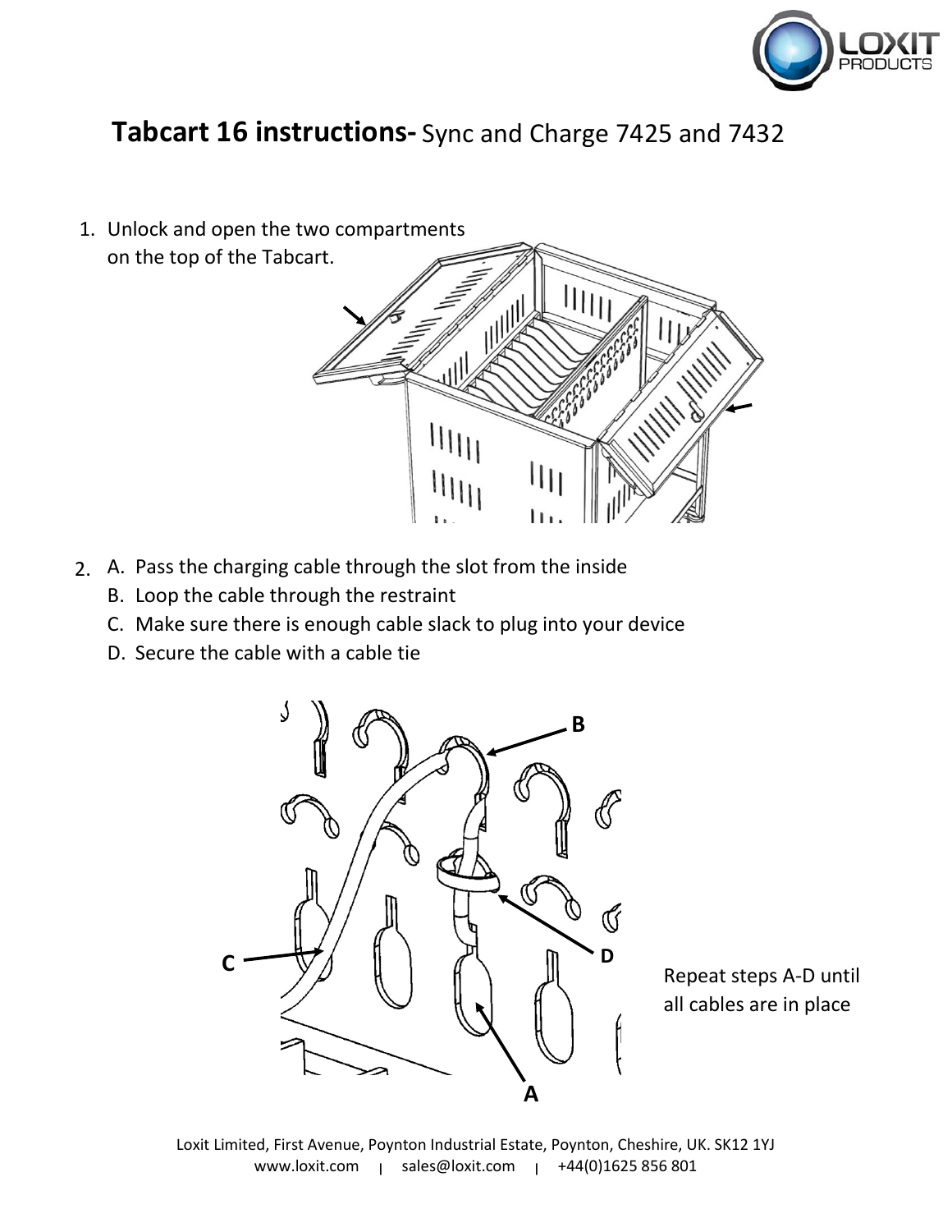# **Tabcart 16 instructions-** Sync and Charge 7425 and 7432

1. Unlock and open the two compartments on the top of the Tabcart.

2. A. Pass the charging cable through the slot from the inside
   B. Loop the cable through the restraint
   C. Make sure there is enough cable slack to plug into your device
   D. Secure the cable with a cable tie

Repeat steps A-D until all cables are in place

Loxit Limited, First Avenue, Poynton Industrial Estate, Poynton, Cheshire, UK. SK12 1YJ
www.loxit.com | sales@loxit.com | +44(0)1625 856 801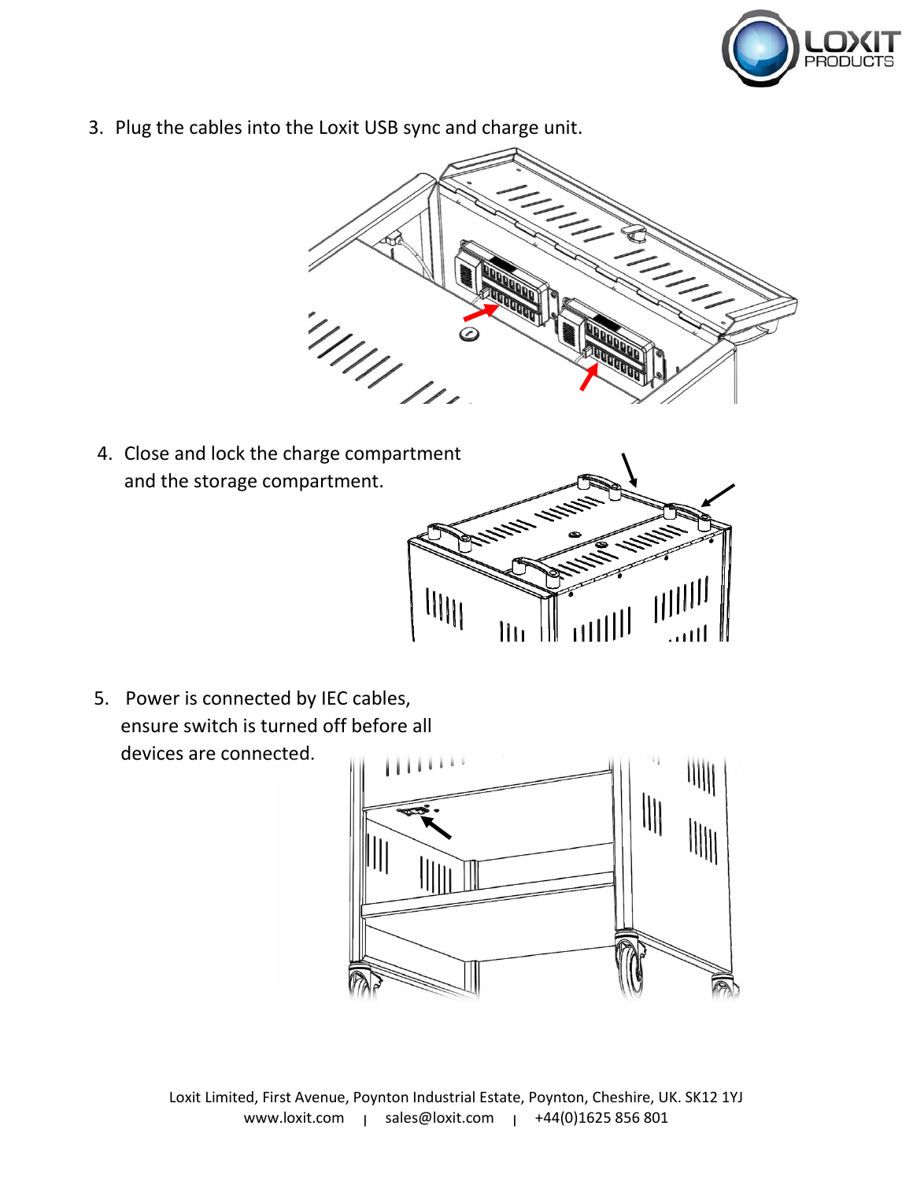3. Plug the cables into the Loxit USB sync and charge unit.

4. Close and lock the charge compartment and the storage compartment.

5. Power is connected by IEC cables, ensure switch is turned off before all devices are connected.

Loxit Limited, First Avenue, Poynton Industrial Estate, Poynton, Cheshire, UK. SK12 1YJ
www.loxit.com | sales@loxit.com | +44(0)1625 856 801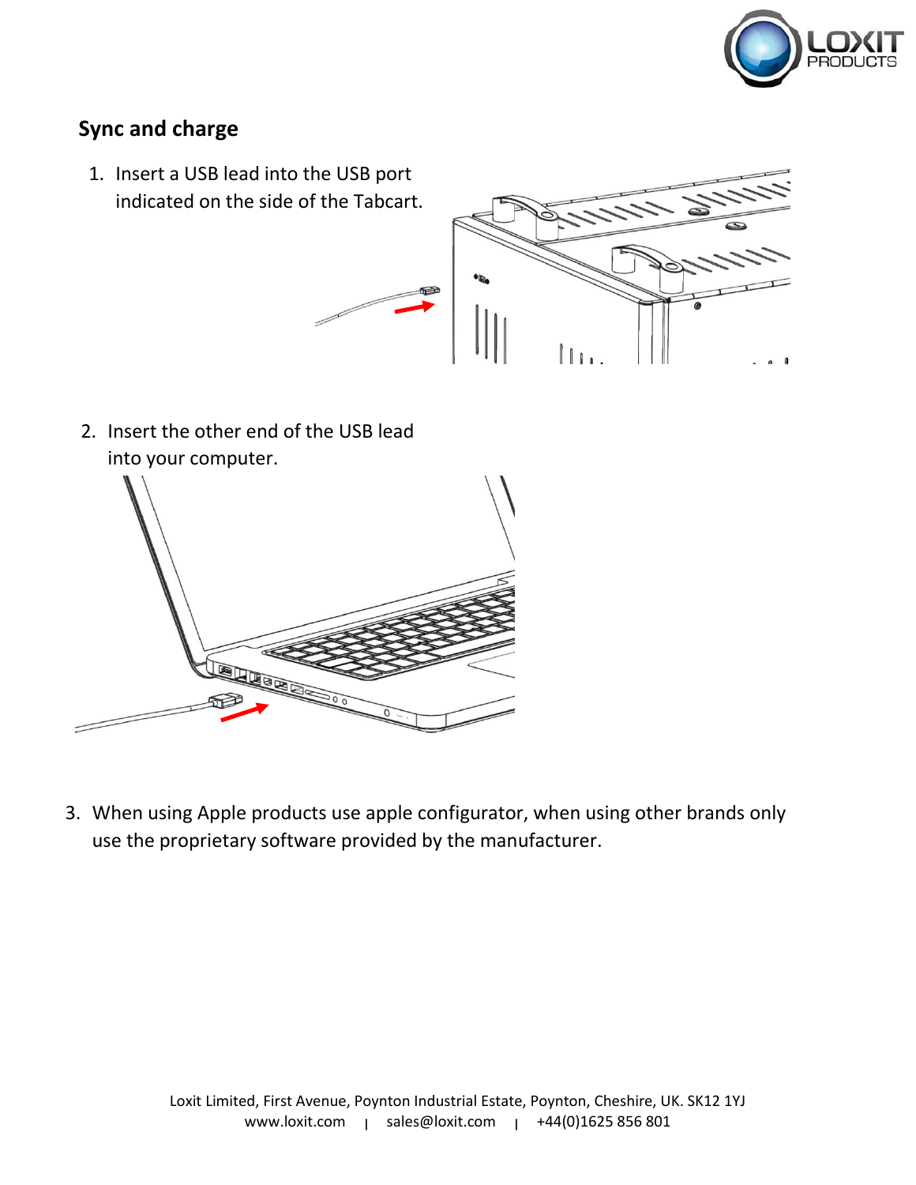## Sync and charge

1. Insert a USB lead into the USB port indicated on the side of the Tabcart.

2. Insert the other end of the USB lead into your computer.

3. When using Apple products use apple configurator, when using other brands only use the proprietary software provided by the manufacturer.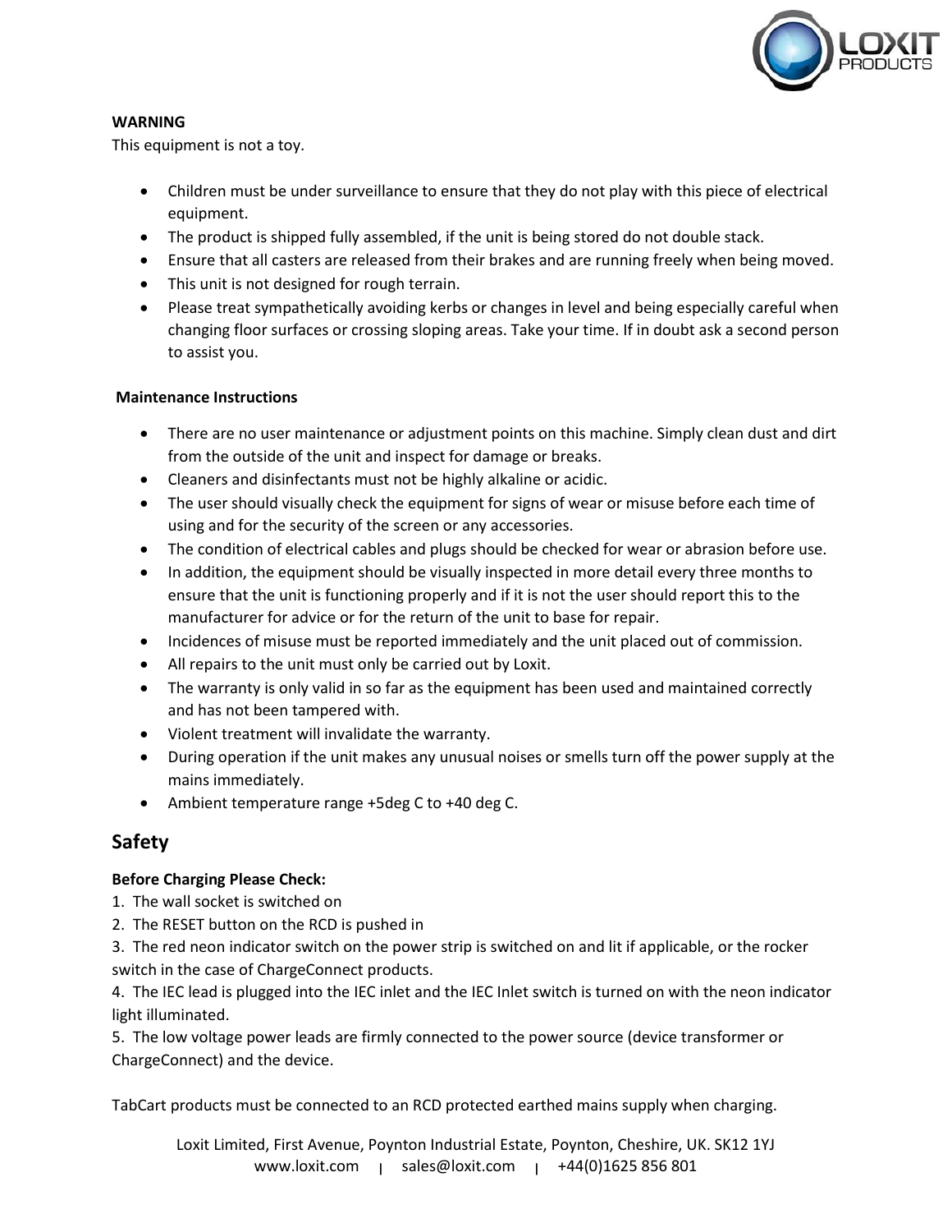**WARNING**

This equipment is not a toy.

- Children must be under surveillance to ensure that they do not play with this piece of electrical equipment.
- The product is shipped fully assembled, if the unit is being stored do not double stack.
- Ensure that all casters are released from their brakes and are running freely when being moved.
- This unit is not designed for rough terrain.
- Please treat sympathetically avoiding kerbs or changes in level and being especially careful when changing floor surfaces or crossing sloping areas. Take your time. If in doubt ask a second person to assist you.

**Maintenance Instructions**

- There are no user maintenance or adjustment points on this machine. Simply clean dust and dirt from the outside of the unit and inspect for damage or breaks.
- Cleaners and disinfectants must not be highly alkaline or acidic.
- The user should visually check the equipment for signs of wear or misuse before each time of using and for the security of the screen or any accessories.
- The condition of electrical cables and plugs should be checked for wear or abrasion before use.
- In addition, the equipment should be visually inspected in more detail every three months to ensure that the unit is functioning properly and if it is not the user should report this to the manufacturer for advice or for the return of the unit to base for repair.
- Incidences of misuse must be reported immediately and the unit placed out of commission.
- All repairs to the unit must only be carried out by Loxit.
- The warranty is only valid in so far as the equipment has been used and maintained correctly and has not been tampered with.
- Violent treatment will invalidate the warranty.
- During operation if the unit makes any unusual noises or smells turn off the power supply at the mains immediately.
- Ambient temperature range +5deg C to +40 deg C.

## Safety

**Before Charging Please Check:**

1. The wall socket is switched on
2. The RESET button on the RCD is pushed in
3. The red neon indicator switch on the power strip is switched on and lit if applicable, or the rocker switch in the case of ChargeConnect products.
4. The IEC lead is plugged into the IEC inlet and the IEC Inlet switch is turned on with the neon indicator light illuminated.
5. The low voltage power leads are firmly connected to the power source (device transformer or ChargeConnect) and the device.

TabCart products must be connected to an RCD protected earthed mains supply when charging.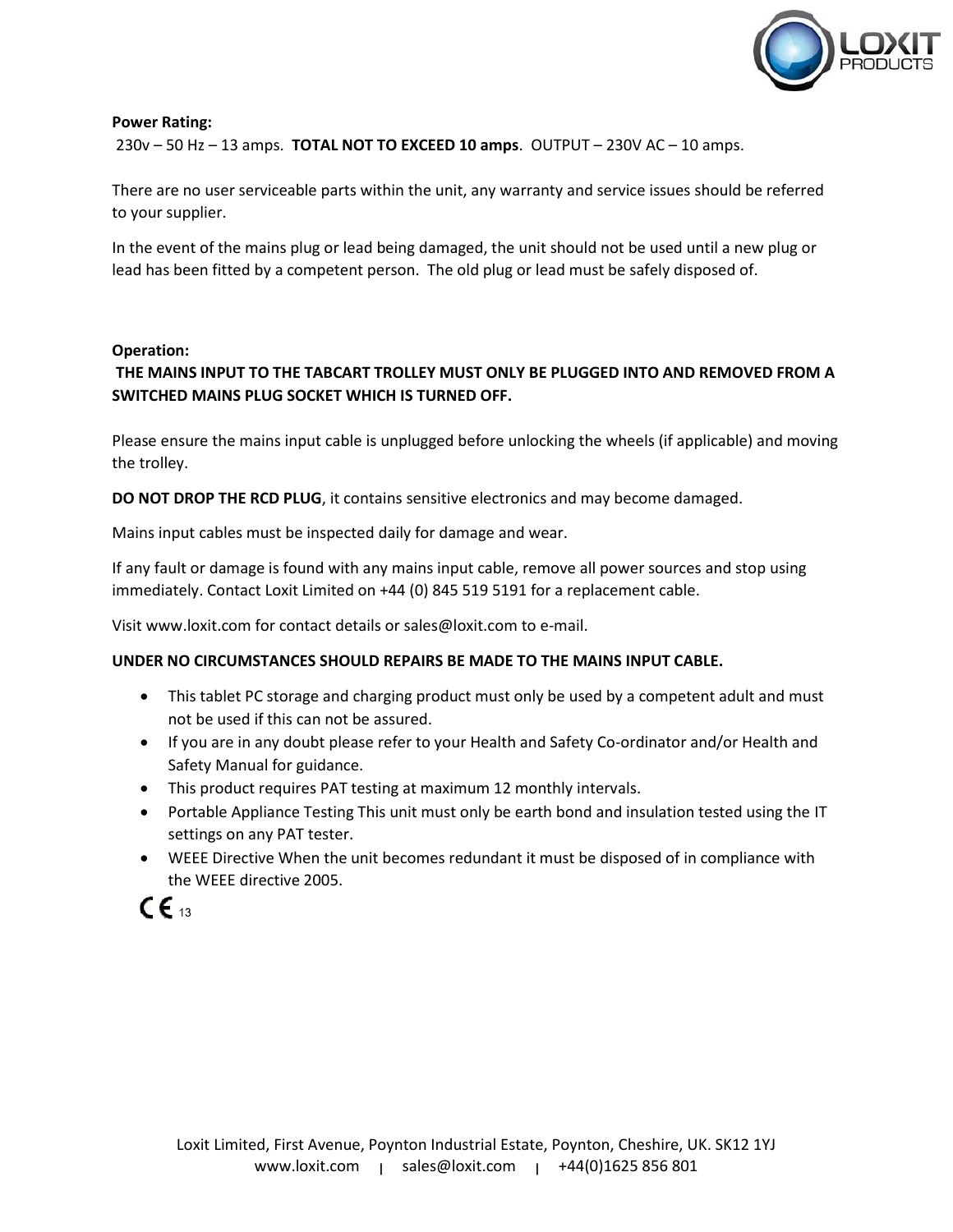**Power Rating:**

230v – 50 Hz – 13 amps. **TOTAL NOT TO EXCEED 10 amps**. OUTPUT – 230V AC – 10 amps.

There are no user serviceable parts within the unit, any warranty and service issues should be referred to your supplier.

In the event of the mains plug or lead being damaged, the unit should not be used until a new plug or lead has been fitted by a competent person. The old plug or lead must be safely disposed of.

**Operation:**

**THE MAINS INPUT TO THE TABCART TROLLEY MUST ONLY BE PLUGGED INTO AND REMOVED FROM A SWITCHED MAINS PLUG SOCKET WHICH IS TURNED OFF.**

Please ensure the mains input cable is unplugged before unlocking the wheels (if applicable) and moving the trolley.

**DO NOT DROP THE RCD PLUG**, it contains sensitive electronics and may become damaged.

Mains input cables must be inspected daily for damage and wear.

If any fault or damage is found with any mains input cable, remove all power sources and stop using immediately. Contact Loxit Limited on +44 (0) 845 519 5191 for a replacement cable.

Visit www.loxit.com for contact details or sales@loxit.com to e-mail.

**UNDER NO CIRCUMSTANCES SHOULD REPAIRS BE MADE TO THE MAINS INPUT CABLE.**

- This tablet PC storage and charging product must only be used by a competent adult and must not be used if this can not be assured.
- If you are in any doubt please refer to your Health and Safety Co-ordinator and/or Health and Safety Manual for guidance.
- This product requires PAT testing at maximum 12 monthly intervals.
- Portable Appliance Testing This unit must only be earth bond and insulation tested using the IT settings on any PAT tester.
- WEEE Directive When the unit becomes redundant it must be disposed of in compliance with the WEEE directive 2005.

CE 13

Loxit Limited, First Avenue, Poynton Industrial Estate, Poynton, Cheshire, UK. SK12 1YJ
www.loxit.com | sales@loxit.com | +44(0)1625 856 801